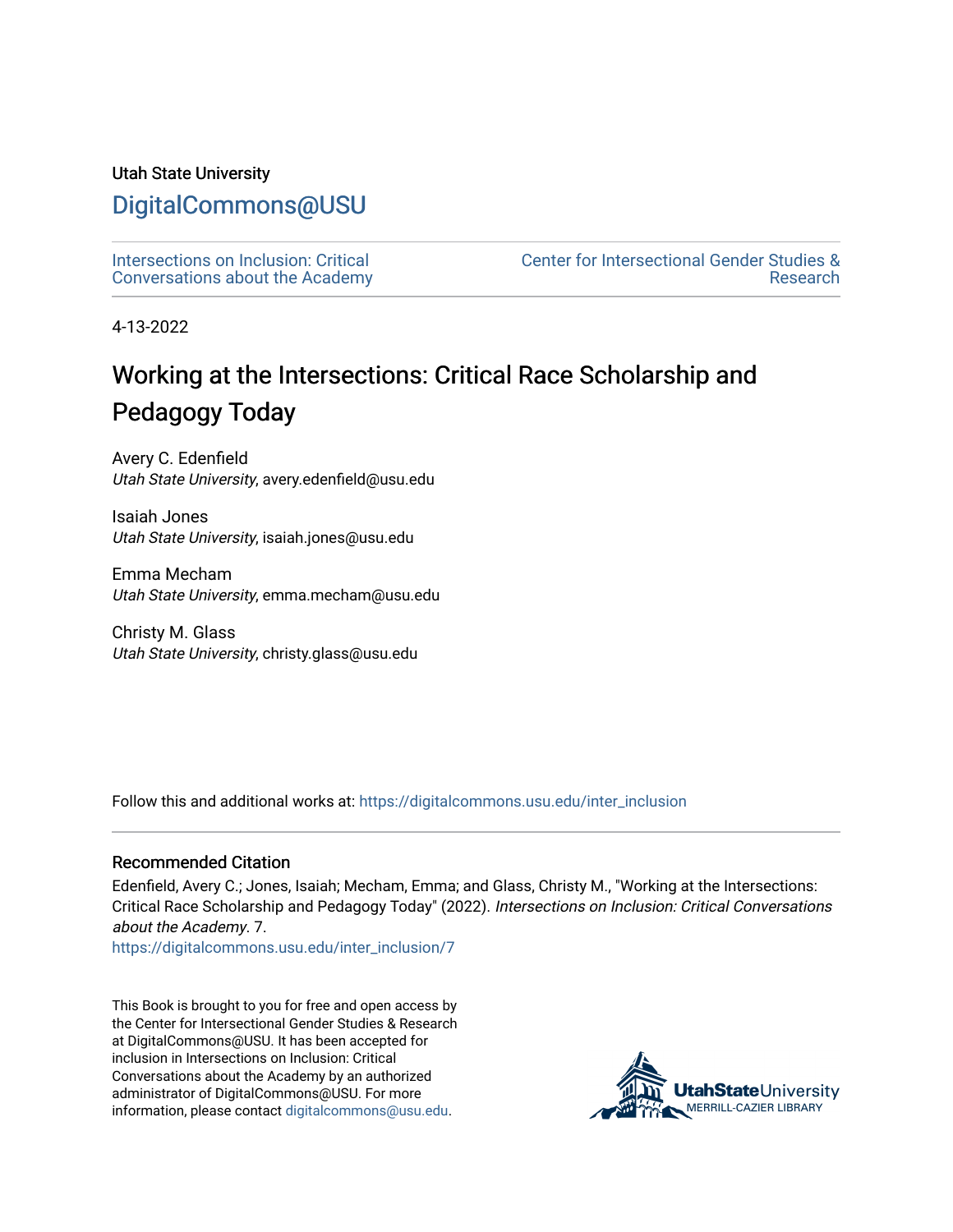Utah State University

# DigitalCommons@USU

Intersections on Inclusion: Critical Conversations about the Academy

Center for Intersectional Gender Studies & Research

4-13-2022

# Working at the Intersections: Critical Race Scholarship and Pedagogy Today

Avery C. Edenfield
*Utah State University*, avery.edenfield@usu.edu

Isaiah Jones
*Utah State University*, isaiah.jones@usu.edu

Emma Mecham
*Utah State University*, emma.mecham@usu.edu

Christy M. Glass
*Utah State University*, christy.glass@usu.edu

Follow this and additional works at: https://digitalcommons.usu.edu/inter_inclusion

## Recommended Citation

Edenfield, Avery C.; Jones, Isaiah; Mecham, Emma; and Glass, Christy M., "Working at the Intersections: Critical Race Scholarship and Pedagogy Today" (2022). *Intersections on Inclusion: Critical Conversations about the Academy*. 7.
https://digitalcommons.usu.edu/inter_inclusion/7

This Book is brought to you for free and open access by the Center for Intersectional Gender Studies & Research at DigitalCommons@USU. It has been accepted for inclusion in Intersections on Inclusion: Critical Conversations about the Academy by an authorized administrator of DigitalCommons@USU. For more information, please contact digitalcommons@usu.edu.

UtahStateUniversity
MERRILL-CAZIER LIBRARY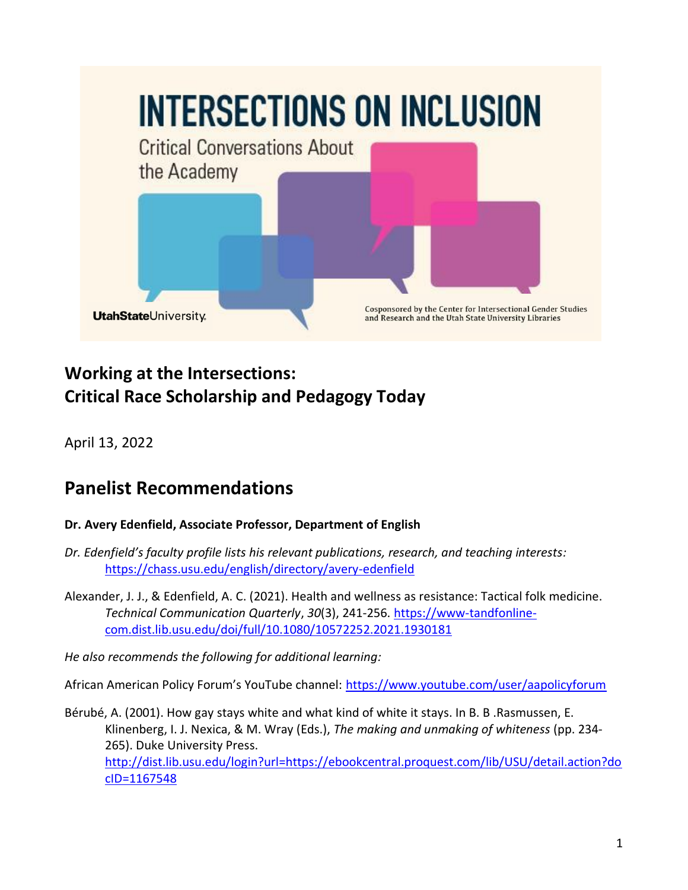# INTERSECTIONS ON INCLUSION

Critical Conversations About the Academy

UtahStateUniversity

Cosponsored by the Center for Intersectional Gender Studies and Research and the Utah State University Libraries

## Working at the Intersections: Critical Race Scholarship and Pedagogy Today

April 13, 2022

## Panelist Recommendations

**Dr. Avery Edenfield, Associate Professor, Department of English**

*Dr. Edenfield's faculty profile lists his relevant publications, research, and teaching interests:* https://chass.usu.edu/english/directory/avery-edenfield

Alexander, J. J., & Edenfield, A. C. (2021). Health and wellness as resistance: Tactical folk medicine. *Technical Communication Quarterly*, *30*(3), 241-256. https://www-tandfonline-com.dist.lib.usu.edu/doi/full/10.1080/10572252.2021.1930181

*He also recommends the following for additional learning:*

African American Policy Forum's YouTube channel: https://www.youtube.com/user/aapolicyforum

Bérubé, A. (2001). How gay stays white and what kind of white it stays. In B. B .Rasmussen, E. Klinenberg, I. J. Nexica, & M. Wray (Eds.), *The making and unmaking of whiteness* (pp. 234-265). Duke University Press. http://dist.lib.usu.edu/login?url=https://ebookcentral.proquest.com/lib/USU/detail.action?docID=1167548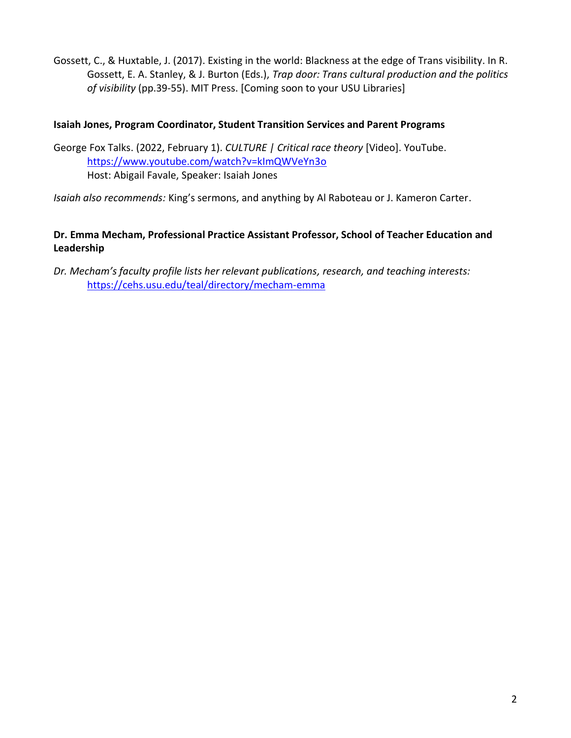Gossett, C., & Huxtable, J. (2017). Existing in the world: Blackness at the edge of Trans visibility. In R. Gossett, E. A. Stanley, & J. Burton (Eds.), *Trap door: Trans cultural production and the politics of visibility* (pp.39-55). MIT Press. [Coming soon to your USU Libraries]

**Isaiah Jones, Program Coordinator, Student Transition Services and Parent Programs**

George Fox Talks. (2022, February 1). *CULTURE | Critical race theory* [Video]. YouTube. https://www.youtube.com/watch?v=kImQWVeYn3o
Host: Abigail Favale, Speaker: Isaiah Jones

*Isaiah also recommends:* King's sermons, and anything by Al Raboteau or J. Kameron Carter.

**Dr. Emma Mecham, Professional Practice Assistant Professor, School of Teacher Education and Leadership**

*Dr. Mecham's faculty profile lists her relevant publications, research, and teaching interests:* https://cehs.usu.edu/teal/directory/mecham-emma